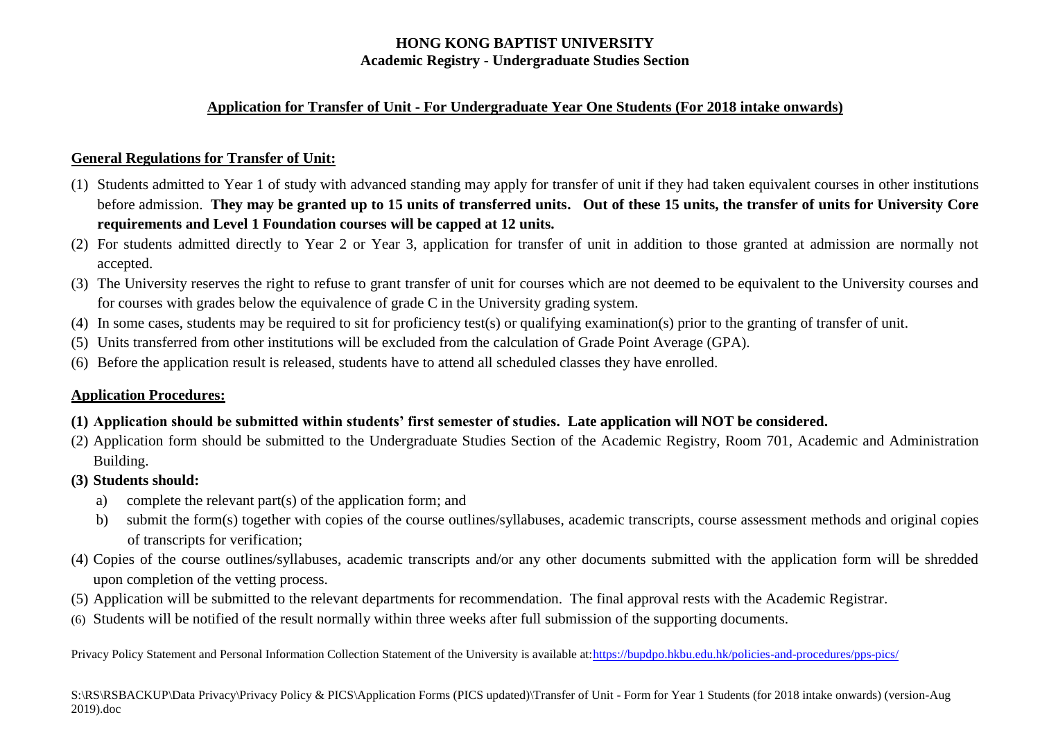**HONG KONG BAPTIST UNIVERSITY**
**Academic Registry - Undergraduate Studies Section**

## Application for Transfer of Unit - For Undergraduate Year One Students (For 2018 intake onwards)

### General Regulations for Transfer of Unit:

(1) Students admitted to Year 1 of study with advanced standing may apply for transfer of unit if they had taken equivalent courses in other institutions before admission. **They may be granted up to 15 units of transferred units. Out of these 15 units, the transfer of units for University Core requirements and Level 1 Foundation courses will be capped at 12 units.**

(2) For students admitted directly to Year 2 or Year 3, application for transfer of unit in addition to those granted at admission are normally not accepted.

(3) The University reserves the right to refuse to grant transfer of unit for courses which are not deemed to be equivalent to the University courses and for courses with grades below the equivalence of grade C in the University grading system.

(4) In some cases, students may be required to sit for proficiency test(s) or qualifying examination(s) prior to the granting of transfer of unit.

(5) Units transferred from other institutions will be excluded from the calculation of Grade Point Average (GPA).

(6) Before the application result is released, students have to attend all scheduled classes they have enrolled.

### Application Procedures:

**(1) Application should be submitted within students' first semester of studies. Late application will NOT be considered.**

(2) Application form should be submitted to the Undergraduate Studies Section of the Academic Registry, Room 701, Academic and Administration Building.

**(3) Students should:**

   a) complete the relevant part(s) of the application form; and

   b) submit the form(s) together with copies of the course outlines/syllabuses, academic transcripts, course assessment methods and original copies of transcripts for verification;

(4) Copies of the course outlines/syllabuses, academic transcripts and/or any other documents submitted with the application form will be shredded upon completion of the vetting process.

(5) Application will be submitted to the relevant departments for recommendation. The final approval rests with the Academic Registrar.

(6) Students will be notified of the result normally within three weeks after full submission of the supporting documents.

Privacy Policy Statement and Personal Information Collection Statement of the University is available at: https://bupdpo.hkbu.edu.hk/policies-and-procedures/pps-pics/

S:\RS\RSBACKUP\Data Privacy\Privacy Policy & PICS\Application Forms (PICS updated)\Transfer of Unit - Form for Year 1 Students (for 2018 intake onwards) (version-Aug 2019).doc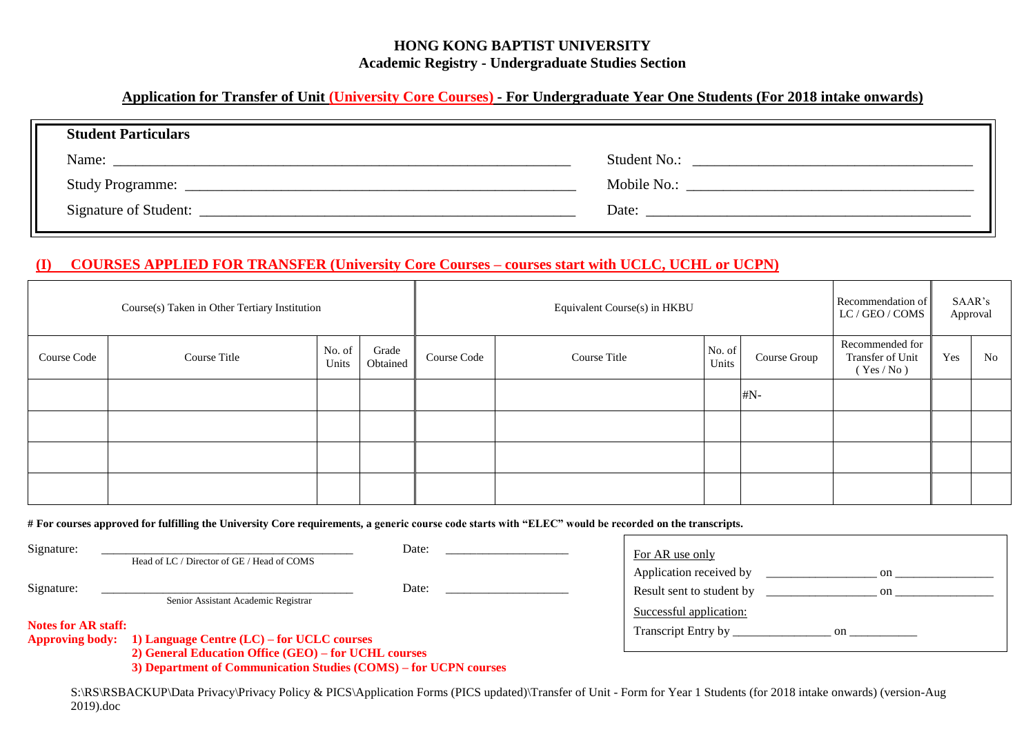**HONG KONG BAPTIST UNIVERSITY**
**Academic Registry - Undergraduate Studies Section**

## Application for Transfer of Unit (University Core Courses) - For Undergraduate Year One Students (For 2018 intake onwards)

**Student Particulars**

Name: ______________________________ Student No.: ______________________________

Study Programme: ______________________________ Mobile No.: ______________________________

Signature of Student: ______________________________ Date: ______________________________

### (I) COURSES APPLIED FOR TRANSFER (University Core Courses – courses start with UCLC, UCHL or UCPN)

| Course(s) Taken in Other Tertiary Institution | | | | Equivalent Course(s) in HKBU | | | | Recommendation of LC / GEO / COMS | SAAR's Approval | |
|---|---|---|---|---|---|---|---|---|---|---|
| Course Code | Course Title | No. of Units | Grade Obtained | Course Code | Course Title | No. of Units | Course Group | Recommended for Transfer of Unit ( Yes / No ) | Yes | No |
| | | | | | | | #N- | | | |
| | | | | | | | | | | |
| | | | | | | | | | | |
| | | | | | | | | | | |

**# For courses approved for fulfilling the University Core requirements, a generic course code starts with "ELEC" would be recorded on the transcripts.**

Signature: ______________________________ Date: ____________________
Head of LC / Director of GE / Head of COMS

Signature: ______________________________ Date: ____________________
Senior Assistant Academic Registrar

**Notes for AR staff:**
**Approving body:**
**1) Language Centre (LC) – for UCLC courses**
**2) General Education Office (GEO) – for UCHL courses**
**3) Department of Communication Studies (COMS) – for UCPN courses**

For AR use only
Application received by __________________ on ________________
Result sent to student by __________________ on ________________
Successful application:
Transcript Entry by ________________ on ___________

S:\RS\RSBACKUP\Data Privacy\Privacy Policy & PICS\Application Forms (PICS updated)\Transfer of Unit - Form for Year 1 Students (for 2018 intake onwards) (version-Aug 2019).doc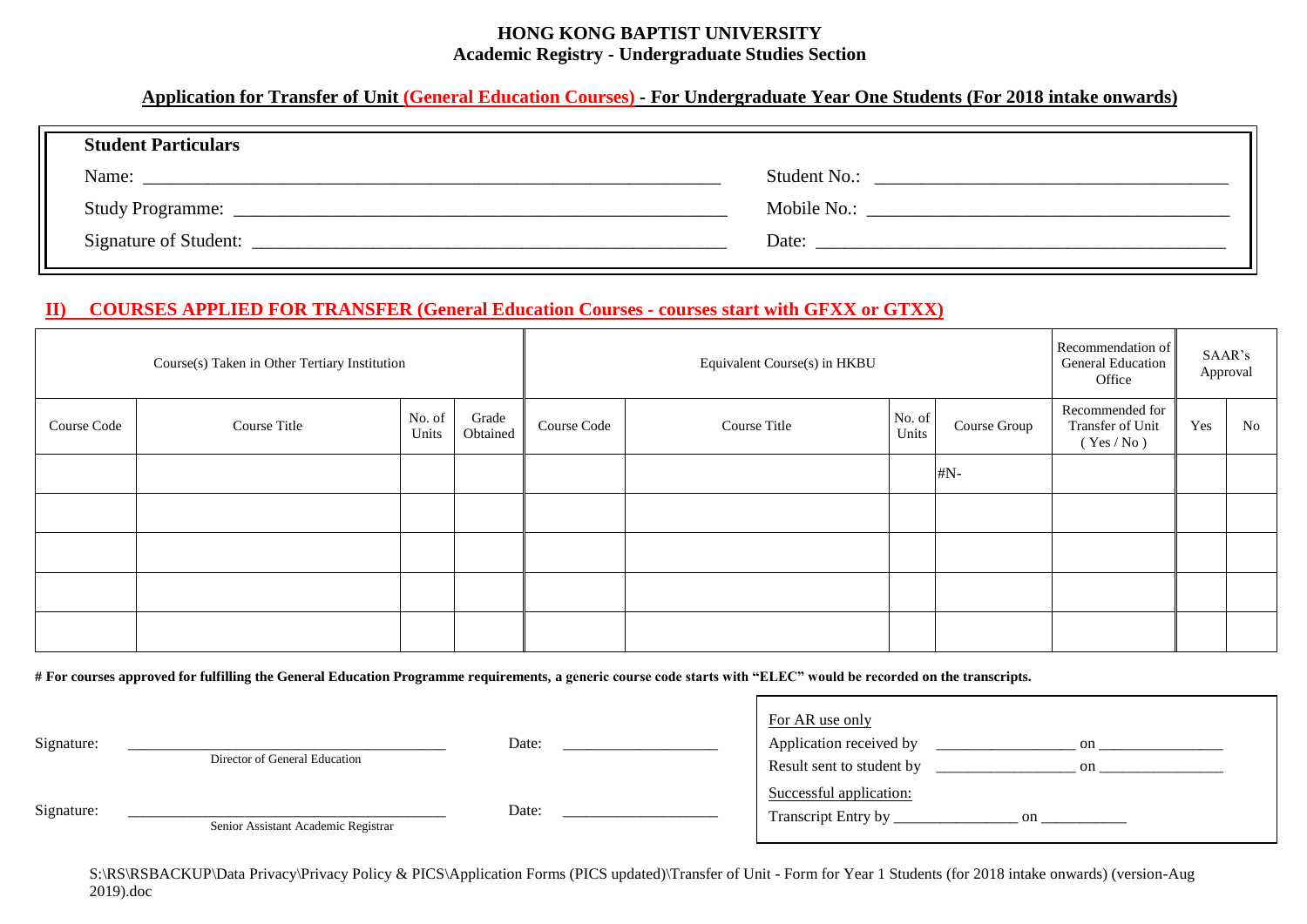**HONG KONG BAPTIST UNIVERSITY**
**Academic Registry - Undergraduate Studies Section**

**Application for Transfer of Unit (General Education Courses) - For Undergraduate Year One Students (For 2018 intake onwards)**

**Student Particulars**

Name: ______________________________ Student No.: ______________________________

Study Programme: ______________________________ Mobile No.: ______________________________

Signature of Student: ______________________________ Date: ______________________________

## II) COURSES APPLIED FOR TRANSFER (General Education Courses - courses start with GFXX or GTXX)

| Course(s) Taken in Other Tertiary Institution | | | | Equivalent Course(s) in HKBU | | | | Recommendation of General Education Office | SAAR's Approval | |
|---|---|---|---|---|---|---|---|---|---|---|
| Course Code | Course Title | No. of Units | Grade Obtained | Course Code | Course Title | No. of Units | Course Group | Recommended for Transfer of Unit ( Yes / No ) | Yes | No |
| | | | | | | | #N- | | | |
| | | | | | | | | | | |
| | | | | | | | | | | |
| | | | | | | | | | | |
| | | | | | | | | | | |

**# For courses approved for fulfilling the General Education Programme requirements, a generic course code starts with "ELEC" would be recorded on the transcripts.**

Signature: ______________________________ Date: ____________________
Director of General Education

Signature: ______________________________ Date: ____________________
Senior Assistant Academic Registrar

For AR use only
Application received by ________________ on ________________
Result sent to student by ________________ on ________________
Successful application:
Transcript Entry by ________________ on ___________

S:\RS\RSBACKUP\Data Privacy\Privacy Policy & PICS\Application Forms (PICS updated)\Transfer of Unit - Form for Year 1 Students (for 2018 intake onwards) (version-Aug 2019).doc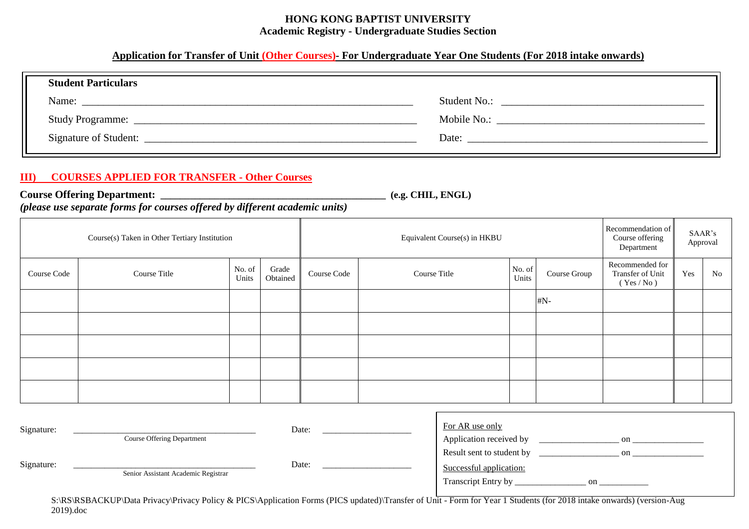**HONG KONG BAPTIST UNIVERSITY**
**Academic Registry - Undergraduate Studies Section**

**Application for Transfer of Unit (Other Courses)- For Undergraduate Year One Students (For 2018 intake onwards)**

**Student Particulars**

Name: ______________________ Student No.: ______________________

Study Programme: ______________________ Mobile No.: ______________________

Signature of Student: ______________________ Date: ______________________

## III) COURSES APPLIED FOR TRANSFER - Other Courses

**Course Offering Department: ______________________ (e.g. CHIL, ENGL)**

***(please use separate forms for courses offered by different academic units)***

| Course(s) Taken in Other Tertiary Institution | | | | Equivalent Course(s) in HKBU | | | | Recommendation of Course offering Department | SAAR's Approval | |
|---|---|---|---|---|---|---|---|---|---|---|
| Course Code | Course Title | No. of Units | Grade Obtained | Course Code | Course Title | No. of Units | Course Group | Recommended for Transfer of Unit ( Yes / No ) | Yes | No |
| | | | | | | | #N- | | | |
| | | | | | | | | | | |
| | | | | | | | | | | |
| | | | | | | | | | | |
| | | | | | | | | | | |

Signature: ______________________ Date: ______________________
Course Offering Department

Signature: ______________________ Date: ______________________
Senior Assistant Academic Registrar

For AR use only

Application received by ______________ on ______________

Result sent to student by ______________ on ______________

Successful application:

Transcript Entry by ______________ on ______________

S:\RS\RSBACKUP\Data Privacy\Privacy Policy & PICS\Application Forms (PICS updated)\Transfer of Unit - Form for Year 1 Students (for 2018 intake onwards) (version-Aug 2019).doc